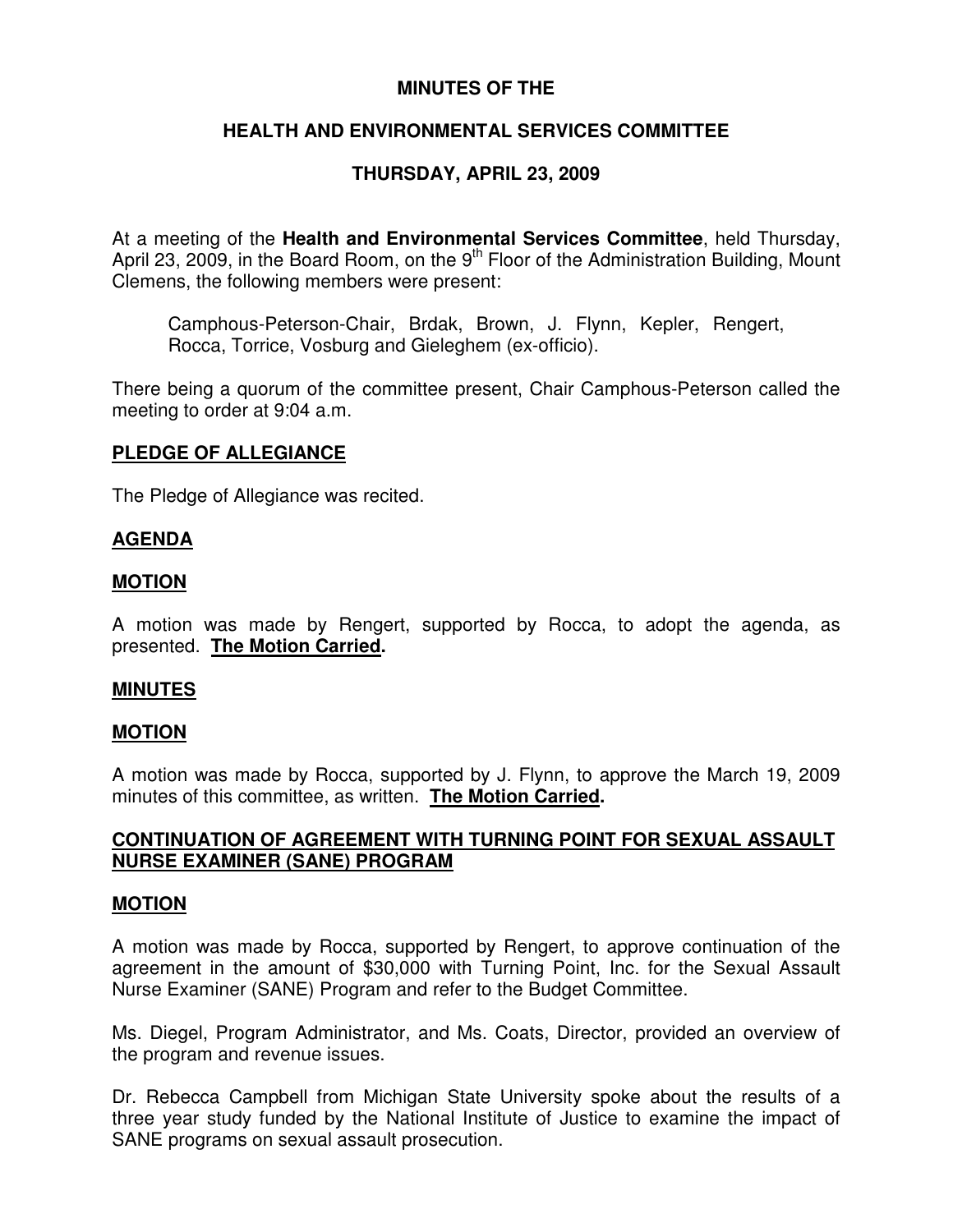# MINUTES OF THE

# HEALTH AND ENVIRONMENTAL SERVICES COMMITTEE

# THURSDAY, APRIL 23, 2009

At a meeting of the **Health and Environmental Services Committee**, held Thursday, April 23, 2009, in the Board Room, on the 9th Floor of the Administration Building, Mount Clemens, the following members were present:

> Camphous-Peterson-Chair, Brdak, Brown, J. Flynn, Kepler, Rengert, Rocca, Torrice, Vosburg and Gieleghem (ex-officio).

There being a quorum of the committee present, Chair Camphous-Peterson called the meeting to order at 9:04 a.m.

## PLEDGE OF ALLEGIANCE

The Pledge of Allegiance was recited.

## AGENDA

## MOTION

A motion was made by Rengert, supported by Rocca, to adopt the agenda, as presented. **The Motion Carried.**

## MINUTES

## MOTION

A motion was made by Rocca, supported by J. Flynn, to approve the March 19, 2009 minutes of this committee, as written. **The Motion Carried.**

## CONTINUATION OF AGREEMENT WITH TURNING POINT FOR SEXUAL ASSAULT NURSE EXAMINER (SANE) PROGRAM

## MOTION

A motion was made by Rocca, supported by Rengert, to approve continuation of the agreement in the amount of $30,000 with Turning Point, Inc. for the Sexual Assault Nurse Examiner (SANE) Program and refer to the Budget Committee.

Ms. Diegel, Program Administrator, and Ms. Coats, Director, provided an overview of the program and revenue issues.

Dr. Rebecca Campbell from Michigan State University spoke about the results of a three year study funded by the National Institute of Justice to examine the impact of SANE programs on sexual assault prosecution.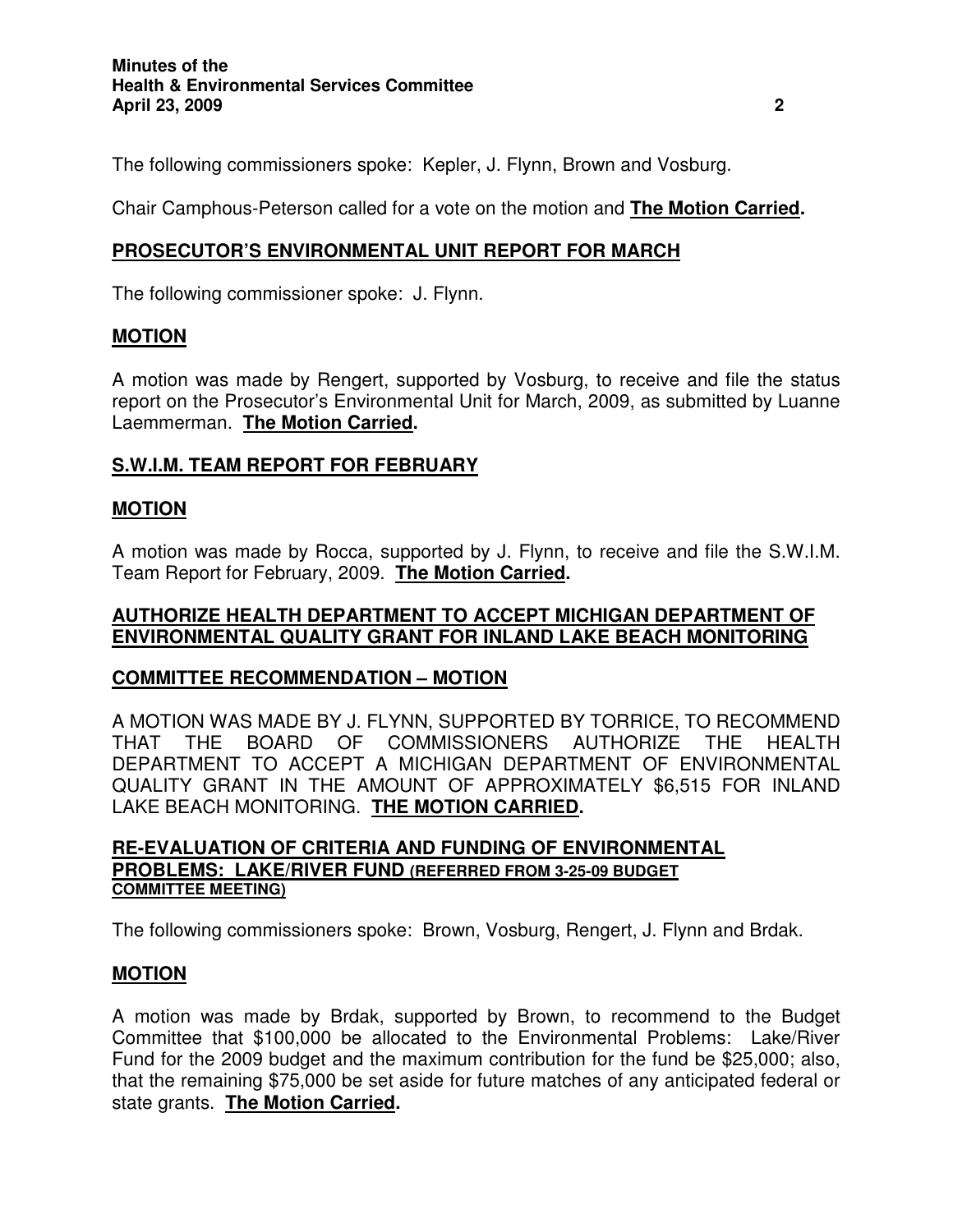The following commissioners spoke: Kepler, J. Flynn, Brown and Vosburg.

Chair Camphous-Peterson called for a vote on the motion and **The Motion Carried.**

## PROSECUTOR'S ENVIRONMENTAL UNIT REPORT FOR MARCH

The following commissioner spoke: J. Flynn.

## MOTION

A motion was made by Rengert, supported by Vosburg, to receive and file the status report on the Prosecutor's Environmental Unit for March, 2009, as submitted by Luanne Laemmerman. **The Motion Carried.**

## S.W.I.M. TEAM REPORT FOR FEBRUARY

## MOTION

A motion was made by Rocca, supported by J. Flynn, to receive and file the S.W.I.M. Team Report for February, 2009. **The Motion Carried.**

## AUTHORIZE HEALTH DEPARTMENT TO ACCEPT MICHIGAN DEPARTMENT OF ENVIRONMENTAL QUALITY GRANT FOR INLAND LAKE BEACH MONITORING

## COMMITTEE RECOMMENDATION – MOTION

A MOTION WAS MADE BY J. FLYNN, SUPPORTED BY TORRICE, TO RECOMMEND THAT THE BOARD OF COMMISSIONERS AUTHORIZE THE HEALTH DEPARTMENT TO ACCEPT A MICHIGAN DEPARTMENT OF ENVIRONMENTAL QUALITY GRANT IN THE AMOUNT OF APPROXIMATELY $6,515 FOR INLAND LAKE BEACH MONITORING. **THE MOTION CARRIED.**

## RE-EVALUATION OF CRITERIA AND FUNDING OF ENVIRONMENTAL PROBLEMS: LAKE/RIVER FUND (REFERRED FROM 3-25-09 BUDGET COMMITTEE MEETING)

The following commissioners spoke: Brown, Vosburg, Rengert, J. Flynn and Brdak.

## MOTION

A motion was made by Brdak, supported by Brown, to recommend to the Budget Committee that $100,000 be allocated to the Environmental Problems: Lake/River Fund for the 2009 budget and the maximum contribution for the fund be $25,000; also, that the remaining $75,000 be set aside for future matches of any anticipated federal or state grants. **The Motion Carried.**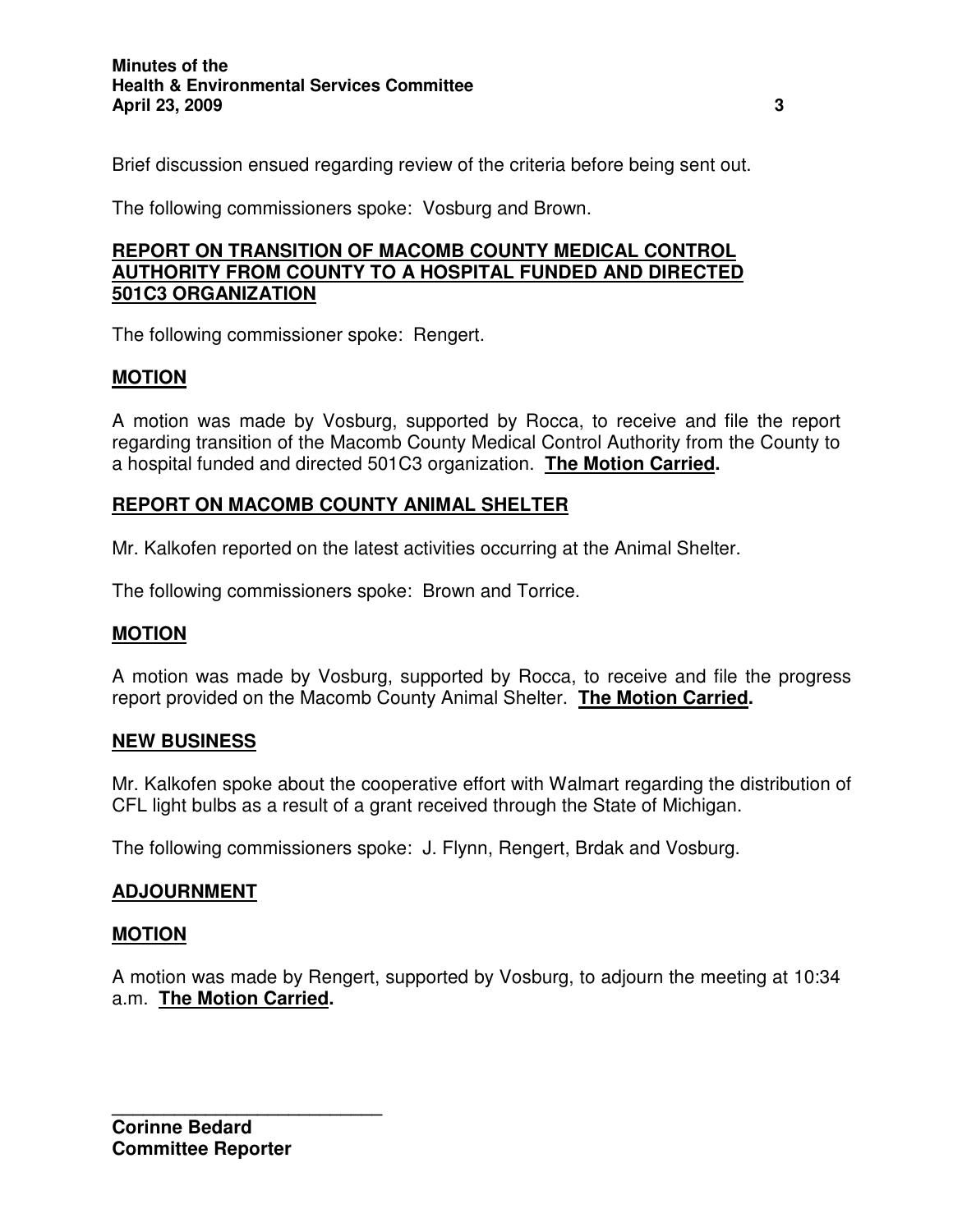Brief discussion ensued regarding review of the criteria before being sent out.

The following commissioners spoke: Vosburg and Brown.

## REPORT ON TRANSITION OF MACOMB COUNTY MEDICAL CONTROL AUTHORITY FROM COUNTY TO A HOSPITAL FUNDED AND DIRECTED 501C3 ORGANIZATION

The following commissioner spoke: Rengert.

## MOTION

A motion was made by Vosburg, supported by Rocca, to receive and file the report regarding transition of the Macomb County Medical Control Authority from the County to a hospital funded and directed 501C3 organization. **The Motion Carried.**

## REPORT ON MACOMB COUNTY ANIMAL SHELTER

Mr. Kalkofen reported on the latest activities occurring at the Animal Shelter.

The following commissioners spoke: Brown and Torrice.

## MOTION

A motion was made by Vosburg, supported by Rocca, to receive and file the progress report provided on the Macomb County Animal Shelter. **The Motion Carried.**

## NEW BUSINESS

Mr. Kalkofen spoke about the cooperative effort with Walmart regarding the distribution of CFL light bulbs as a result of a grant received through the State of Michigan.

The following commissioners spoke: J. Flynn, Rengert, Brdak and Vosburg.

## ADJOURNMENT

## MOTION

A motion was made by Rengert, supported by Vosburg, to adjourn the meeting at 10:34 a.m. **The Motion Carried.**

\_\_\_\_\_\_\_\_\_\_\_\_\_\_\_\_\_\_\_\_\_\_\_\_\_\_\_\_

**Corinne Bedard**
**Committee Reporter**